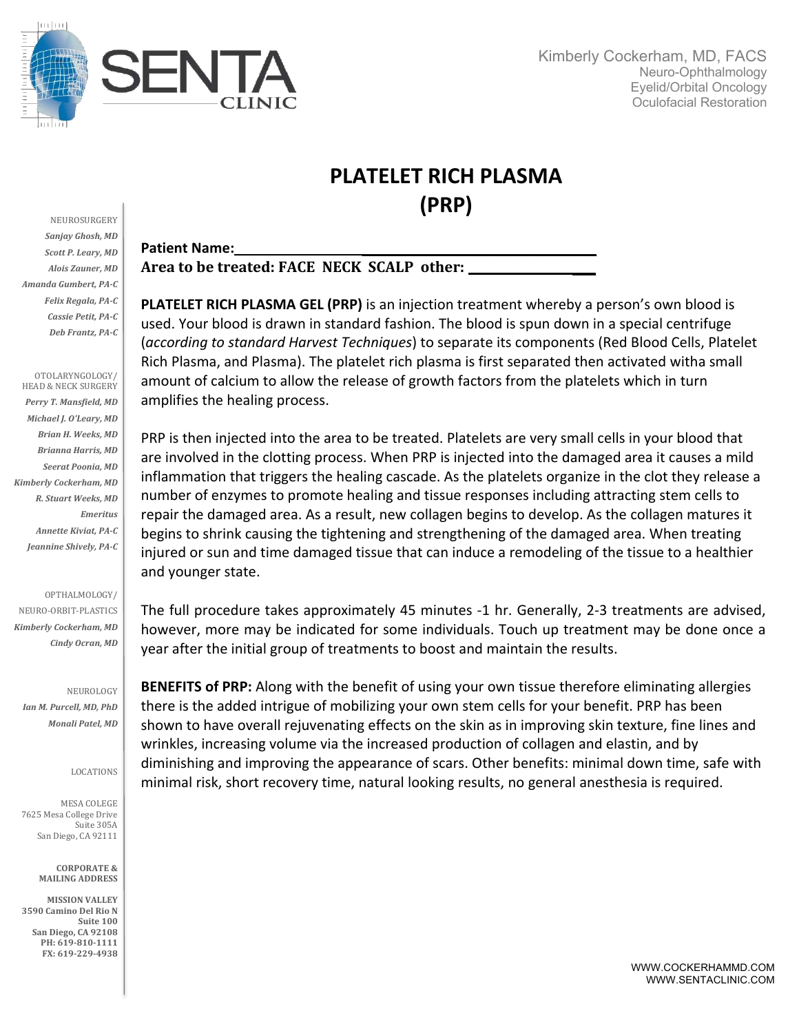SENTA CLINIC

Kimberly Cockerham, MD, FACS
Neuro-Ophthalmology
Eyelid/Orbital Oncology
Oculofacial Restoration

# PLATELET RICH PLASMA (PRP)

**Patient Name:**\_\_\_\_\_\_\_\_\_\_\_\_\_\_\_\_\_\_\_\_\_\_\_\_\_\_\_\_\_\_\_\_\_\_\_\_\_\_\_\_\_\_\_\_\_\_

**Area to be treated: FACE NECK SCALP other:** \_\_\_\_\_\_\_\_\_\_\_\_\_\_\_\_\_\_\_\_\_

**PLATELET RICH PLASMA GEL (PRP)** is an injection treatment whereby a person's own blood is used. Your blood is drawn in standard fashion. The blood is spun down in a special centrifuge (*according to standard Harvest Techniques*) to separate its components (Red Blood Cells, Platelet Rich Plasma, and Plasma). The platelet rich plasma is first separated then activated witha small amount of calcium to allow the release of growth factors from the platelets which in turn amplifies the healing process.

PRP is then injected into the area to be treated. Platelets are very small cells in your blood that are involved in the clotting process. When PRP is injected into the damaged area it causes a mild inflammation that triggers the healing cascade. As the platelets organize in the clot they release a number of enzymes to promote healing and tissue responses including attracting stem cells to repair the damaged area. As a result, new collagen begins to develop. As the collagen matures it begins to shrink causing the tightening and strengthening of the damaged area. When treating injured or sun and time damaged tissue that can induce a remodeling of the tissue to a healthier and younger state.

The full procedure takes approximately 45 minutes -1 hr. Generally, 2-3 treatments are advised, however, more may be indicated for some individuals. Touch up treatment may be done once a year after the initial group of treatments to boost and maintain the results.

**BENEFITS of PRP:** Along with the benefit of using your own tissue therefore eliminating allergies there is the added intrigue of mobilizing your own stem cells for your benefit. PRP has been shown to have overall rejuvenating effects on the skin as in improving skin texture, fine lines and wrinkles, increasing volume via the increased production of collagen and elastin, and by diminishing and improving the appearance of scars. Other benefits: minimal down time, safe with minimal risk, short recovery time, natural looking results, no general anesthesia is required.

NEUROSURGERY
*Sanjay Ghosh, MD*
*Scott P. Leary, MD*
*Alois Zauner, MD*
*Amanda Gumbert, PA-C*
*Felix Regala, PA-C*
*Cassie Petit, PA-C*
*Deb Frantz, PA-C*

OTOLARYNGOLOGY/ HEAD & NECK SURGERY
*Perry T. Mansfield, MD*
*Michael J. O'Leary, MD*
*Brian H. Weeks, MD*
*Brianna Harris, MD*
*Seerat Poonia, MD*
*Kimberly Cockerham, MD*
*R. Stuart Weeks, MD Emeritus*
*Annette Kiviat, PA-C*
*Jeannine Shively, PA-C*

OPTHALMOLOGY/ NEURO-ORBIT-PLASTICS
*Kimberly Cockerham, MD*
*Cindy Ocran, MD*

NEUROLOGY
*Ian M. Purcell, MD, PhD*
*Monali Patel, MD*

LOCATIONS

MESA COLEGE
7625 Mesa College Drive
Suite 305A
San Diego, CA 92111

**CORPORATE & MAILING ADDRESS**

**MISSION VALLEY**
**3590 Camino Del Rio N**
**Suite 100**
**San Diego, CA 92108**
**PH: 619-810-1111**
**FX: 619-229-4938**

WWW.COCKERHAMMD.COM
WWW.SENTACLINIC.COM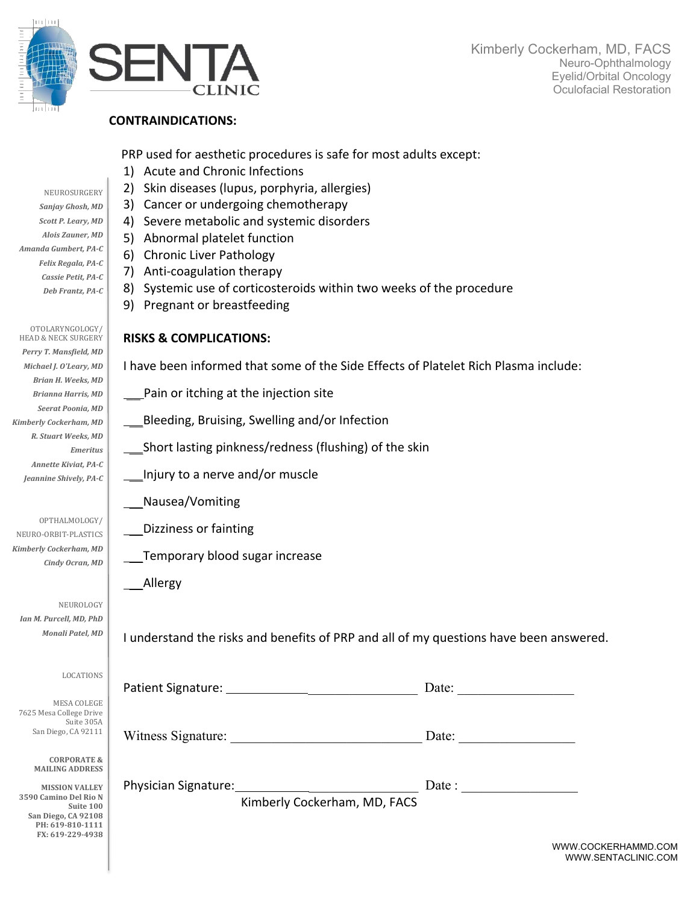SENTA CLINIC

Kimberly Cockerham, MD, FACS
Neuro-Ophthalmology
Eyelid/Orbital Oncology
Oculofacial Restoration

NEUROSURGERY
*Sanjay Ghosh, MD*
*Scott P. Leary, MD*
*Alois Zauner, MD*
*Amanda Gumbert, PA-C*
*Felix Regala, PA-C*
*Cassie Petit, PA-C*
*Deb Frantz, PA-C*

OTOLARYNGOLOGY/ HEAD & NECK SURGERY
*Perry T. Mansfield, MD*
*Michael J. O'Leary, MD*
*Brian H. Weeks, MD*
*Brianna Harris, MD*
*Seerat Poonia, MD*
*Kimberly Cockerham, MD*
*R. Stuart Weeks, MD Emeritus*
*Annette Kiviat, PA-C*
*Jeannine Shively, PA-C*

OPTHALMOLOGY/ NEURO-ORBIT-PLASTICS
*Kimberly Cockerham, MD*
*Cindy Ocran, MD*

NEUROLOGY
*Ian M. Purcell, MD, PhD*
*Monali Patel, MD*

LOCATIONS

MESA COLEGE
7625 Mesa College Drive
Suite 305A
San Diego, CA 92111

**CORPORATE & MAILING ADDRESS**

**MISSION VALLEY**
**3590 Camino Del Rio N**
**Suite 100**
**San Diego, CA 92108**
**PH: 619-810-1111**
**FX: 619-229-4938**

## CONTRAINDICATIONS:

PRP used for aesthetic procedures is safe for most adults except:

1) Acute and Chronic Infections
2) Skin diseases (lupus, porphyria, allergies)
3) Cancer or undergoing chemotherapy
4) Severe metabolic and systemic disorders
5) Abnormal platelet function
6) Chronic Liver Pathology
7) Anti-coagulation therapy
8) Systemic use of corticosteroids within two weeks of the procedure
9) Pregnant or breastfeeding

## RISKS & COMPLICATIONS:

I have been informed that some of the Side Effects of Platelet Rich Plasma include:

___Pain or itching at the injection site

___Bleeding, Bruising, Swelling and/or Infection

___Short lasting pinkness/redness (flushing) of the skin

___Injury to a nerve and/or muscle

___Nausea/Vomiting

___Dizziness or fainting

___Temporary blood sugar increase

___Allergy

I understand the risks and benefits of PRP and all of my questions have been answered.

Patient Signature: ______________________________ Date: ________________

Witness Signature: ______________________________ Date: ________________

Physician Signature: ______________________________ Date : ________________
Kimberly Cockerham, MD, FACS

WWW.COCKERHAMMD.COM
WWW.SENTACLINIC.COM